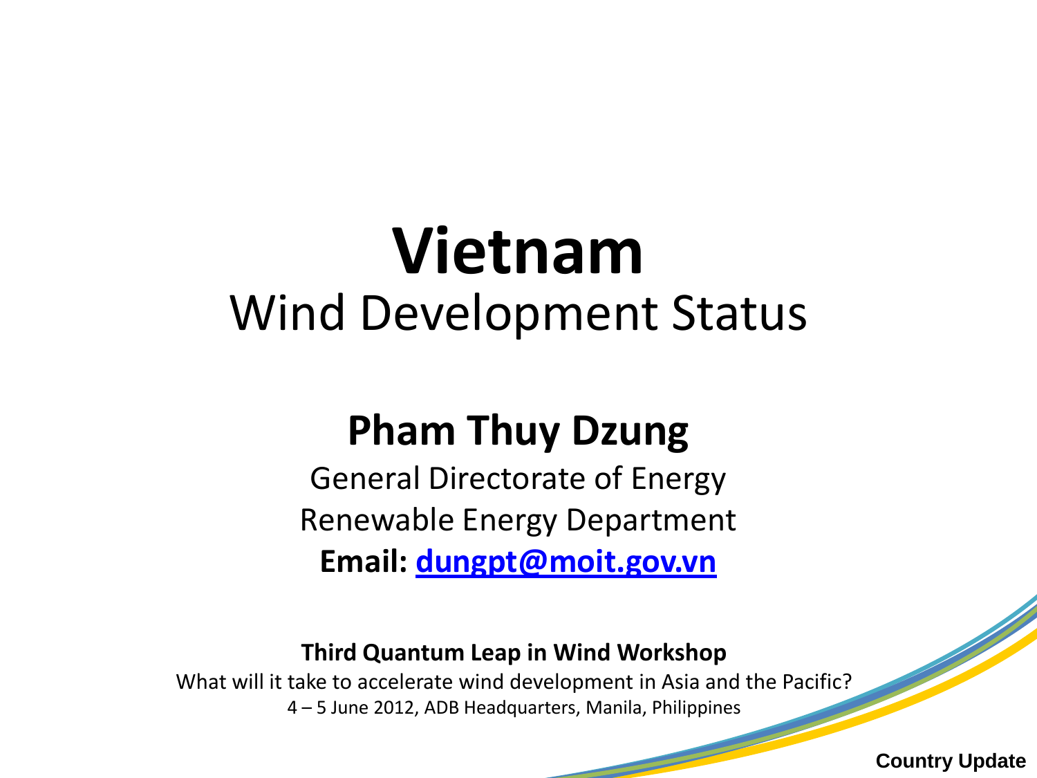# Vietnam

## Wind Development Status

**Pham Thuy Dzung**

General Directorate of Energy

Renewable Energy Department

**Email: dungpt@moit.gov.vn**

**Third Quantum Leap in Wind Workshop**

What will it take to accelerate wind development in Asia and the Pacific?

4 – 5 June 2012, ADB Headquarters, Manila, Philippines

**Country Update**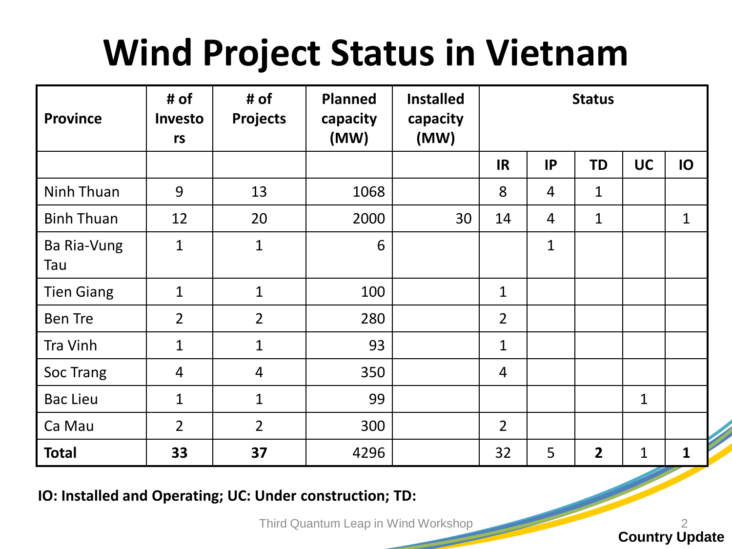# Wind Project Status in Vietnam

| Province | # of Investors | # of Projects | Planned capacity (MW) | Installed capacity (MW) | Status | | | | |
|---|---|---|---|---|---|---|---|---|---|
| | | | | | IR | IP | TD | UC | IO |
| Ninh Thuan | 9 | 13 | 1068 | | 8 | 4 | 1 | | |
| Binh Thuan | 12 | 20 | 2000 | 30 | 14 | 4 | 1 | | 1 |
| Ba Ria-Vung Tau | 1 | 1 | 6 | | | 1 | | | |
| Tien Giang | 1 | 1 | 100 | | 1 | | | | |
| Ben Tre | 2 | 2 | 280 | | 2 | | | | |
| Tra Vinh | 1 | 1 | 93 | | 1 | | | | |
| Soc Trang | 4 | 4 | 350 | | 4 | | | | |
| Bac Lieu | 1 | 1 | 99 | | | | | 1 | |
| Ca Mau | 2 | 2 | 300 | | 2 | | | | |
| **Total** | **33** | **37** | 4296 | | 32 | 5 | **2** | 1 | **1** |

**IO: Installed and Operating; UC: Under construction; TD:**

Third Quantum Leap in Wind Workshop

**Country Update**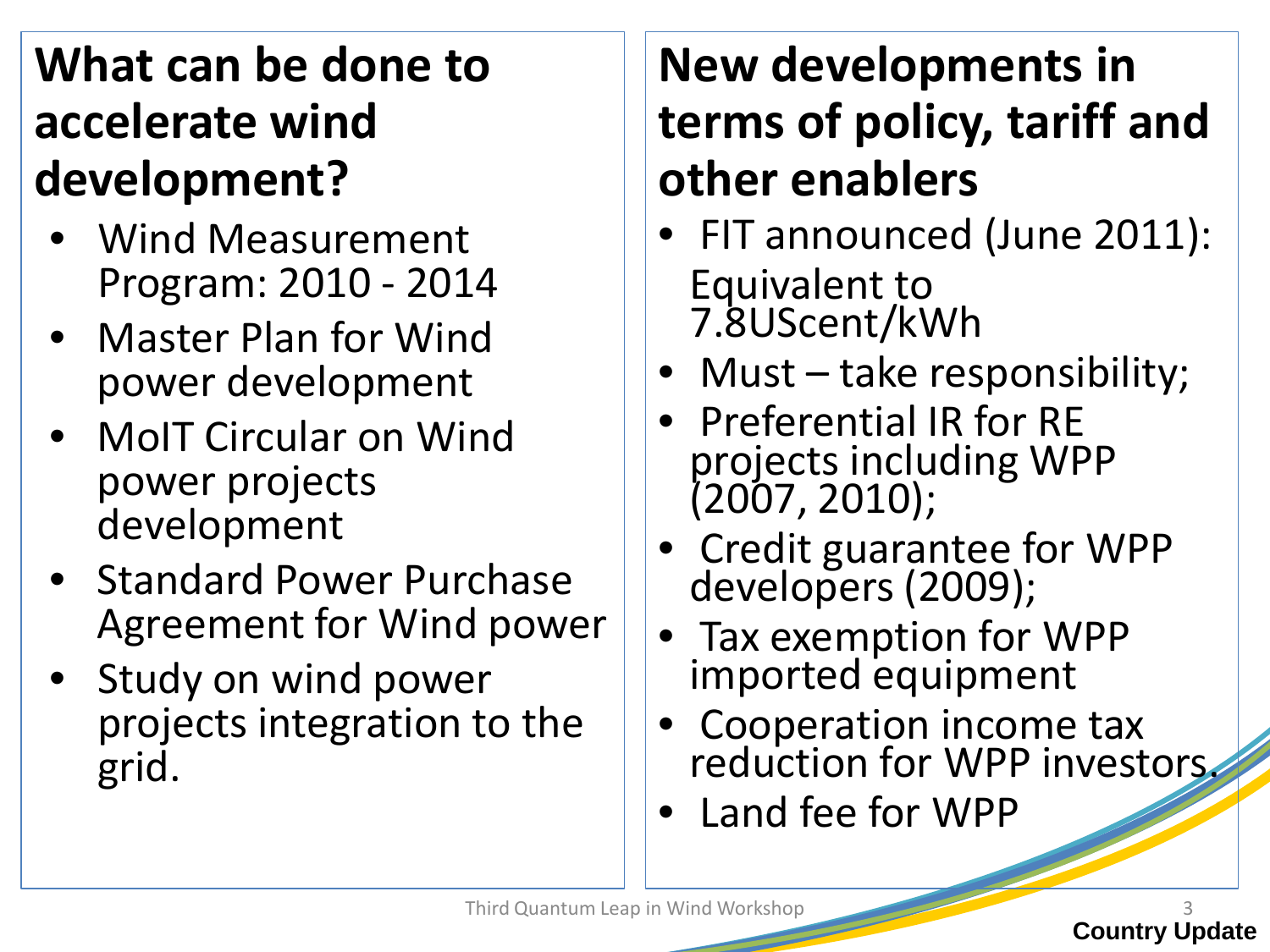## What can be done to accelerate wind development?

- Wind Measurement Program: 2010 - 2014
- Master Plan for Wind power development
- MoIT Circular on Wind power projects development
- Standard Power Purchase Agreement for Wind power
- Study on wind power projects integration to the grid.

## New developments in terms of policy, tariff and other enablers

- FIT announced (June 2011): Equivalent to 7.8UScent/kWh
- Must – take responsibility;
- Preferential IR for RE projects including WPP (2007, 2010);
- Credit guarantee for WPP developers (2009);
- Tax exemption for WPP imported equipment
- Cooperation income tax reduction for WPP investors.
- Land fee for WPP